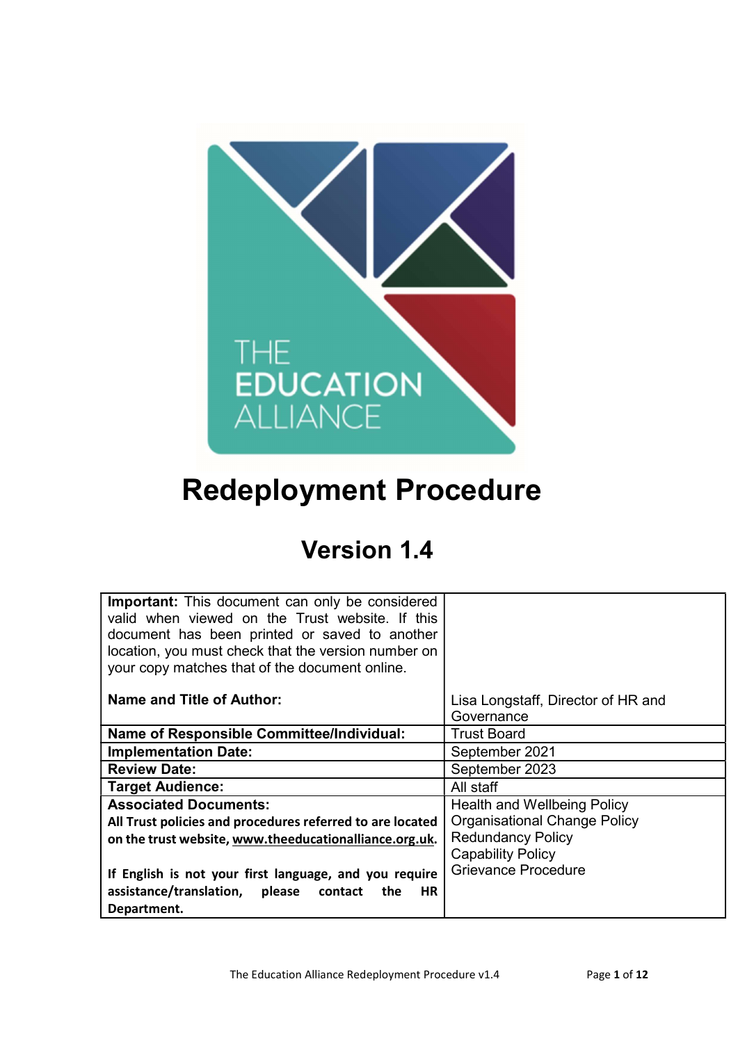THE EDUCATION ALLIANCE

# Redeployment Procedure

## Version 1.4

| **Important:** This document can only be considered valid when viewed on the Trust website. If this document has been printed or saved to another location, you must check that the version number on your copy matches that of the document online. | |
|---|---|
| **Name and Title of Author:** | Lisa Longstaff, Director of HR and Governance |
| **Name of Responsible Committee/Individual:** | Trust Board |
| **Implementation Date:** | September 2021 |
| **Review Date:** | September 2023 |
| **Target Audience:** | All staff |
| **Associated Documents:** **All Trust policies and procedures referred to are located on the trust website, www.theeducationalliance.org.uk.** **If English is not your first language, and you require assistance/translation, please contact the HR Department.** | Health and Wellbeing Policy<br>Organisational Change Policy<br>Redundancy Policy<br>Capability Policy<br>Grievance Procedure |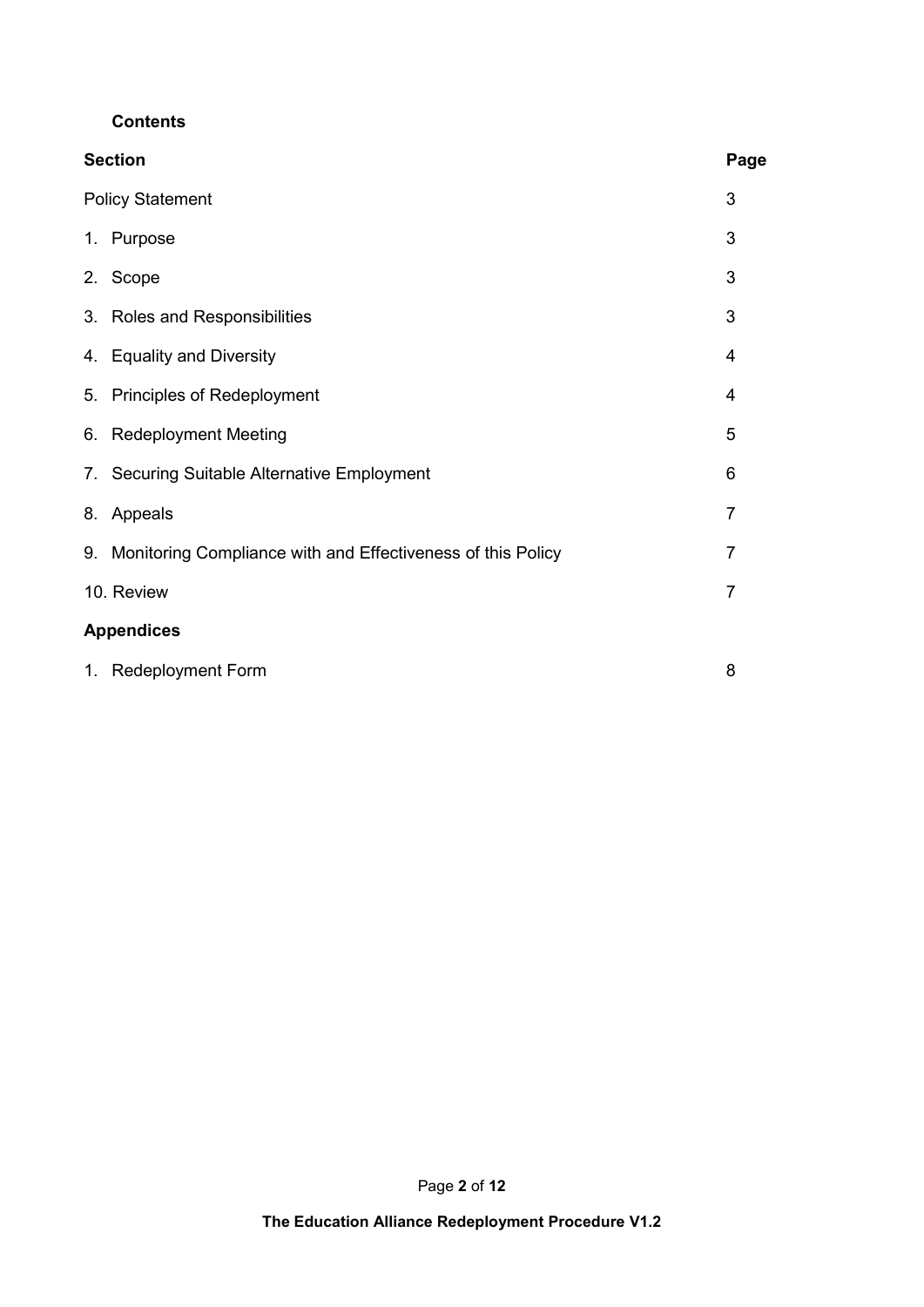**Contents**

| Section | Page |
| --- | --- |
| Policy Statement | 3 |
| 1. Purpose | 3 |
| 2. Scope | 3 |
| 3. Roles and Responsibilities | 3 |
| 4. Equality and Diversity | 4 |
| 5. Principles of Redeployment | 4 |
| 6. Redeployment Meeting | 5 |
| 7. Securing Suitable Alternative Employment | 6 |
| 8. Appeals | 7 |
| 9. Monitoring Compliance with and Effectiveness of this Policy | 7 |
| 10. Review | 7 |
| **Appendices** | |
| 1. Redeployment Form | 8 |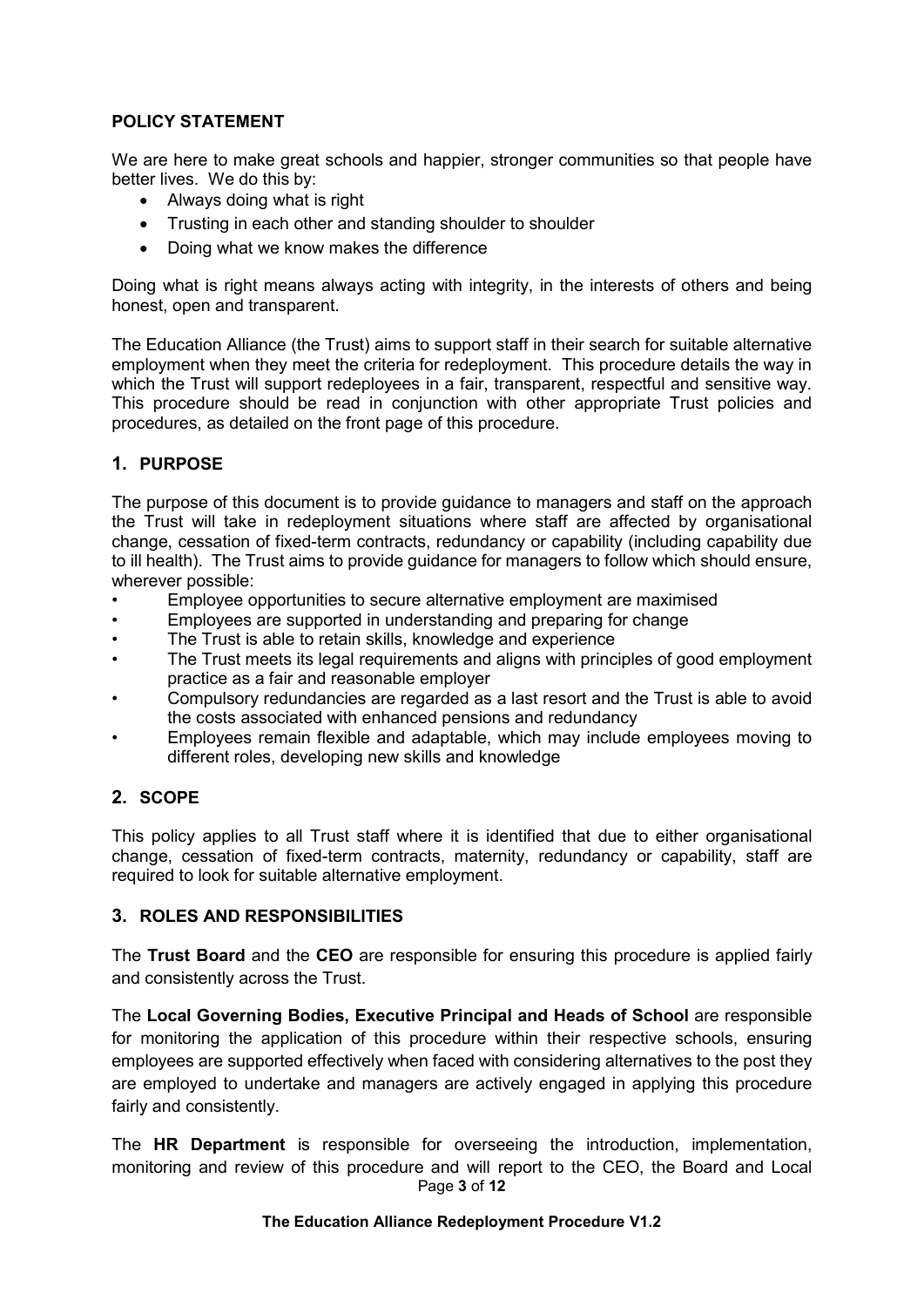## POLICY STATEMENT

We are here to make great schools and happier, stronger communities so that people have better lives. We do this by:

- Always doing what is right
- Trusting in each other and standing shoulder to shoulder
- Doing what we know makes the difference

Doing what is right means always acting with integrity, in the interests of others and being honest, open and transparent.

The Education Alliance (the Trust) aims to support staff in their search for suitable alternative employment when they meet the criteria for redeployment. This procedure details the way in which the Trust will support redeployees in a fair, transparent, respectful and sensitive way. This procedure should be read in conjunction with other appropriate Trust policies and procedures, as detailed on the front page of this procedure.

## 1. PURPOSE

The purpose of this document is to provide guidance to managers and staff on the approach the Trust will take in redeployment situations where staff are affected by organisational change, cessation of fixed-term contracts, redundancy or capability (including capability due to ill health). The Trust aims to provide guidance for managers to follow which should ensure, wherever possible:

- Employee opportunities to secure alternative employment are maximised
- Employees are supported in understanding and preparing for change
- The Trust is able to retain skills, knowledge and experience
- The Trust meets its legal requirements and aligns with principles of good employment practice as a fair and reasonable employer
- Compulsory redundancies are regarded as a last resort and the Trust is able to avoid the costs associated with enhanced pensions and redundancy
- Employees remain flexible and adaptable, which may include employees moving to different roles, developing new skills and knowledge

## 2. SCOPE

This policy applies to all Trust staff where it is identified that due to either organisational change, cessation of fixed-term contracts, maternity, redundancy or capability, staff are required to look for suitable alternative employment.

## 3. ROLES AND RESPONSIBILITIES

The **Trust Board** and the **CEO** are responsible for ensuring this procedure is applied fairly and consistently across the Trust.

The **Local Governing Bodies, Executive Principal and Heads of School** are responsible for monitoring the application of this procedure within their respective schools, ensuring employees are supported effectively when faced with considering alternatives to the post they are employed to undertake and managers are actively engaged in applying this procedure fairly and consistently.

The **HR Department** is responsible for overseeing the introduction, implementation, monitoring and review of this procedure and will report to the CEO, the Board and Local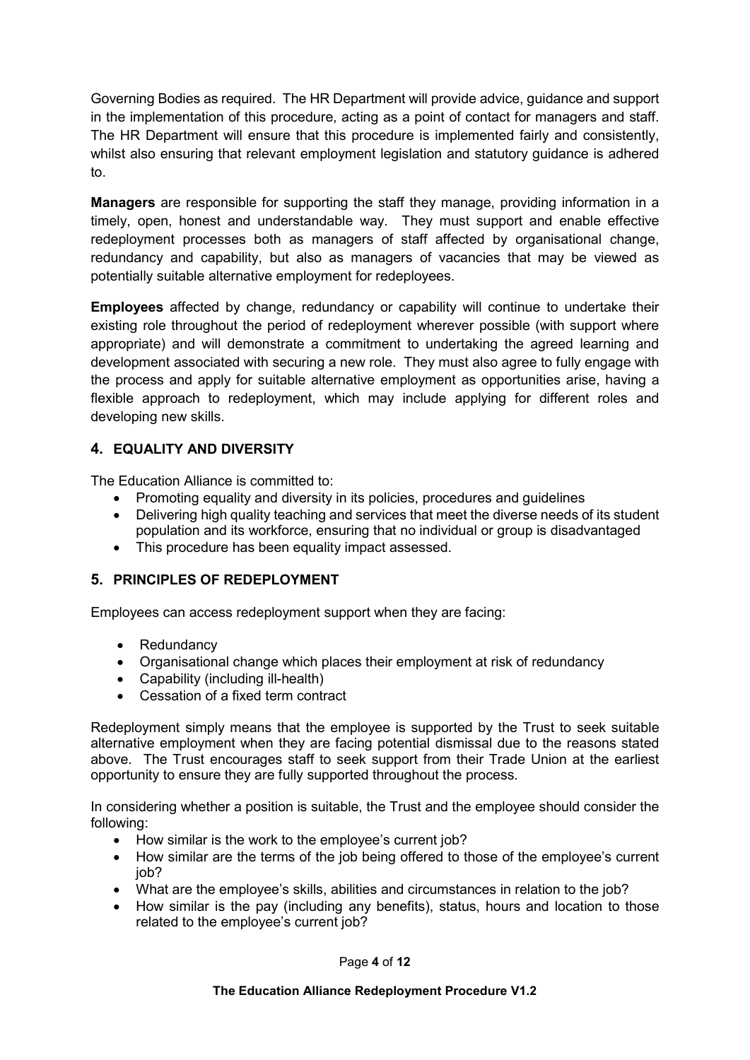Governing Bodies as required. The HR Department will provide advice, guidance and support in the implementation of this procedure, acting as a point of contact for managers and staff. The HR Department will ensure that this procedure is implemented fairly and consistently, whilst also ensuring that relevant employment legislation and statutory guidance is adhered to.

**Managers** are responsible for supporting the staff they manage, providing information in a timely, open, honest and understandable way. They must support and enable effective redeployment processes both as managers of staff affected by organisational change, redundancy and capability, but also as managers of vacancies that may be viewed as potentially suitable alternative employment for redeployees.

**Employees** affected by change, redundancy or capability will continue to undertake their existing role throughout the period of redeployment wherever possible (with support where appropriate) and will demonstrate a commitment to undertaking the agreed learning and development associated with securing a new role. They must also agree to fully engage with the process and apply for suitable alternative employment as opportunities arise, having a flexible approach to redeployment, which may include applying for different roles and developing new skills.

## 4. EQUALITY AND DIVERSITY

The Education Alliance is committed to:

- Promoting equality and diversity in its policies, procedures and guidelines
- Delivering high quality teaching and services that meet the diverse needs of its student population and its workforce, ensuring that no individual or group is disadvantaged
- This procedure has been equality impact assessed.

## 5. PRINCIPLES OF REDEPLOYMENT

Employees can access redeployment support when they are facing:

- Redundancy
- Organisational change which places their employment at risk of redundancy
- Capability (including ill-health)
- Cessation of a fixed term contract

Redeployment simply means that the employee is supported by the Trust to seek suitable alternative employment when they are facing potential dismissal due to the reasons stated above. The Trust encourages staff to seek support from their Trade Union at the earliest opportunity to ensure they are fully supported throughout the process.

In considering whether a position is suitable, the Trust and the employee should consider the following:

- How similar is the work to the employee's current job?
- How similar are the terms of the job being offered to those of the employee's current job?
- What are the employee's skills, abilities and circumstances in relation to the job?
- How similar is the pay (including any benefits), status, hours and location to those related to the employee's current job?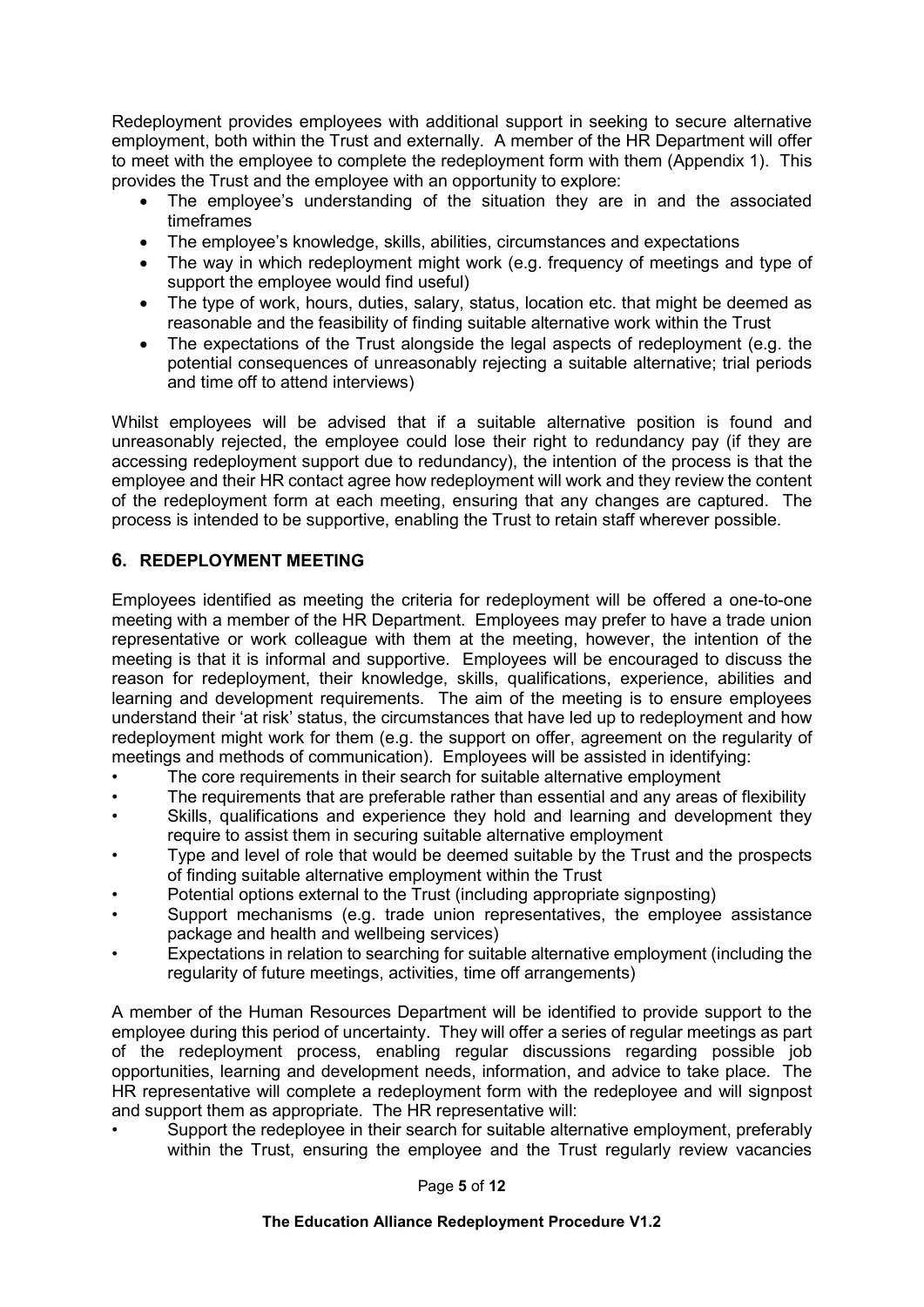Redeployment provides employees with additional support in seeking to secure alternative employment, both within the Trust and externally. A member of the HR Department will offer to meet with the employee to complete the redeployment form with them (Appendix 1). This provides the Trust and the employee with an opportunity to explore:

- The employee's understanding of the situation they are in and the associated timeframes
- The employee's knowledge, skills, abilities, circumstances and expectations
- The way in which redeployment might work (e.g. frequency of meetings and type of support the employee would find useful)
- The type of work, hours, duties, salary, status, location etc. that might be deemed as reasonable and the feasibility of finding suitable alternative work within the Trust
- The expectations of the Trust alongside the legal aspects of redeployment (e.g. the potential consequences of unreasonably rejecting a suitable alternative; trial periods and time off to attend interviews)

Whilst employees will be advised that if a suitable alternative position is found and unreasonably rejected, the employee could lose their right to redundancy pay (if they are accessing redeployment support due to redundancy), the intention of the process is that the employee and their HR contact agree how redeployment will work and they review the content of the redeployment form at each meeting, ensuring that any changes are captured. The process is intended to be supportive, enabling the Trust to retain staff wherever possible.

## 6. REDEPLOYMENT MEETING

Employees identified as meeting the criteria for redeployment will be offered a one-to-one meeting with a member of the HR Department. Employees may prefer to have a trade union representative or work colleague with them at the meeting, however, the intention of the meeting is that it is informal and supportive. Employees will be encouraged to discuss the reason for redeployment, their knowledge, skills, qualifications, experience, abilities and learning and development requirements. The aim of the meeting is to ensure employees understand their 'at risk' status, the circumstances that have led up to redeployment and how redeployment might work for them (e.g. the support on offer, agreement on the regularity of meetings and methods of communication). Employees will be assisted in identifying:

- The core requirements in their search for suitable alternative employment
- The requirements that are preferable rather than essential and any areas of flexibility
- Skills, qualifications and experience they hold and learning and development they require to assist them in securing suitable alternative employment
- Type and level of role that would be deemed suitable by the Trust and the prospects of finding suitable alternative employment within the Trust
- Potential options external to the Trust (including appropriate signposting)
- Support mechanisms (e.g. trade union representatives, the employee assistance package and health and wellbeing services)
- Expectations in relation to searching for suitable alternative employment (including the regularity of future meetings, activities, time off arrangements)

A member of the Human Resources Department will be identified to provide support to the employee during this period of uncertainty. They will offer a series of regular meetings as part of the redeployment process, enabling regular discussions regarding possible job opportunities, learning and development needs, information, and advice to take place. The HR representative will complete a redeployment form with the redeployee and will signpost and support them as appropriate. The HR representative will:

- Support the redeployee in their search for suitable alternative employment, preferably within the Trust, ensuring the employee and the Trust regularly review vacancies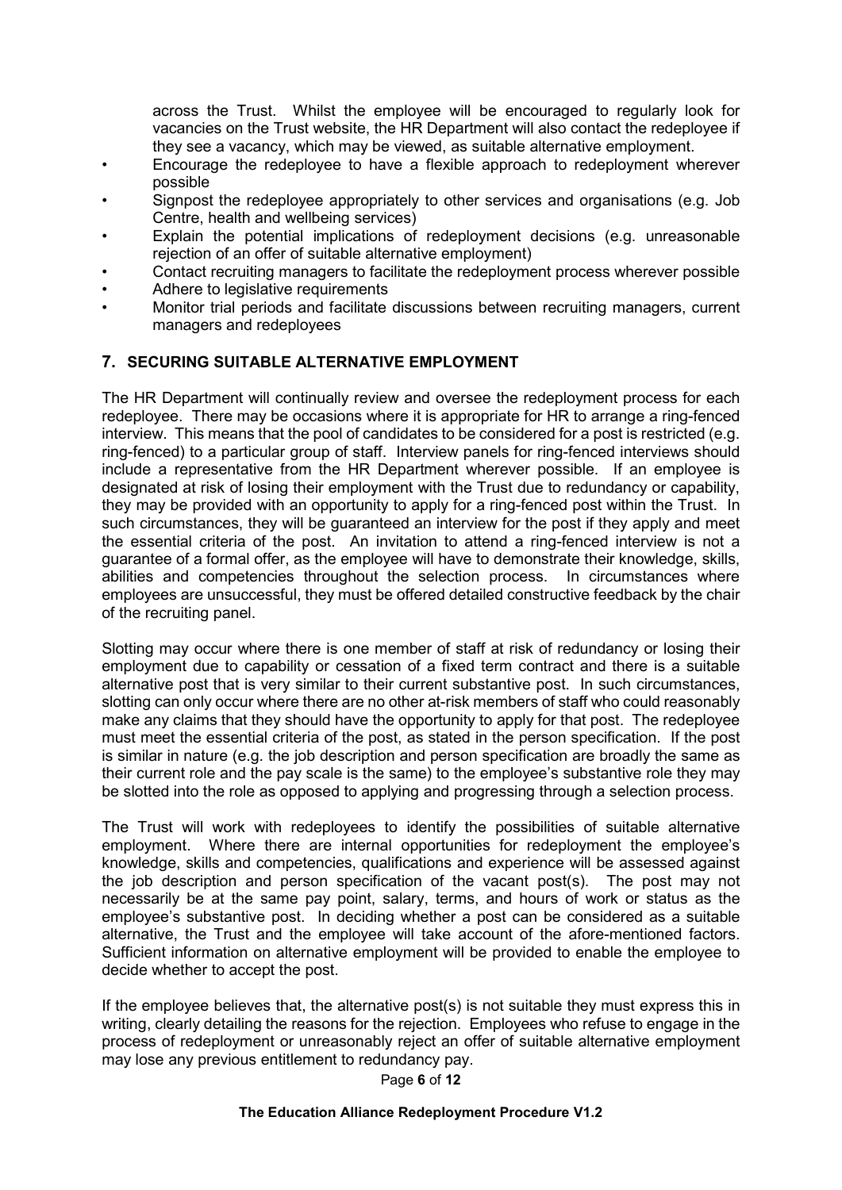across the Trust. Whilst the employee will be encouraged to regularly look for vacancies on the Trust website, the HR Department will also contact the redeployee if they see a vacancy, which may be viewed, as suitable alternative employment.

- Encourage the redeployee to have a flexible approach to redeployment wherever possible
- Signpost the redeployee appropriately to other services and organisations (e.g. Job Centre, health and wellbeing services)
- Explain the potential implications of redeployment decisions (e.g. unreasonable rejection of an offer of suitable alternative employment)
- Contact recruiting managers to facilitate the redeployment process wherever possible
- Adhere to legislative requirements
- Monitor trial periods and facilitate discussions between recruiting managers, current managers and redeployees

## 7. SECURING SUITABLE ALTERNATIVE EMPLOYMENT

The HR Department will continually review and oversee the redeployment process for each redeployee. There may be occasions where it is appropriate for HR to arrange a ring-fenced interview. This means that the pool of candidates to be considered for a post is restricted (e.g. ring-fenced) to a particular group of staff. Interview panels for ring-fenced interviews should include a representative from the HR Department wherever possible. If an employee is designated at risk of losing their employment with the Trust due to redundancy or capability, they may be provided with an opportunity to apply for a ring-fenced post within the Trust. In such circumstances, they will be guaranteed an interview for the post if they apply and meet the essential criteria of the post. An invitation to attend a ring-fenced interview is not a guarantee of a formal offer, as the employee will have to demonstrate their knowledge, skills, abilities and competencies throughout the selection process. In circumstances where employees are unsuccessful, they must be offered detailed constructive feedback by the chair of the recruiting panel.

Slotting may occur where there is one member of staff at risk of redundancy or losing their employment due to capability or cessation of a fixed term contract and there is a suitable alternative post that is very similar to their current substantive post. In such circumstances, slotting can only occur where there are no other at-risk members of staff who could reasonably make any claims that they should have the opportunity to apply for that post. The redeployee must meet the essential criteria of the post, as stated in the person specification. If the post is similar in nature (e.g. the job description and person specification are broadly the same as their current role and the pay scale is the same) to the employee's substantive role they may be slotted into the role as opposed to applying and progressing through a selection process.

The Trust will work with redeployees to identify the possibilities of suitable alternative employment. Where there are internal opportunities for redeployment the employee's knowledge, skills and competencies, qualifications and experience will be assessed against the job description and person specification of the vacant post(s). The post may not necessarily be at the same pay point, salary, terms, and hours of work or status as the employee's substantive post. In deciding whether a post can be considered as a suitable alternative, the Trust and the employee will take account of the afore-mentioned factors. Sufficient information on alternative employment will be provided to enable the employee to decide whether to accept the post.

If the employee believes that, the alternative post(s) is not suitable they must express this in writing, clearly detailing the reasons for the rejection. Employees who refuse to engage in the process of redeployment or unreasonably reject an offer of suitable alternative employment may lose any previous entitlement to redundancy pay.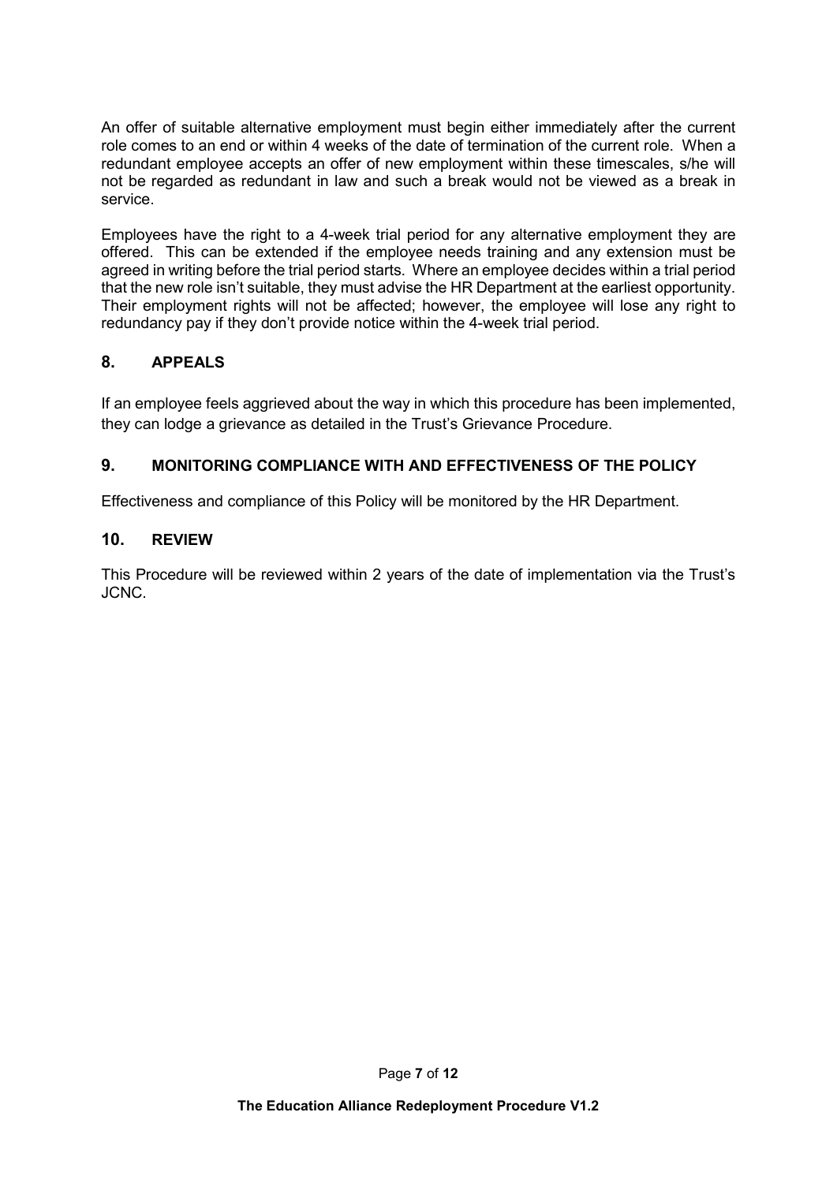An offer of suitable alternative employment must begin either immediately after the current role comes to an end or within 4 weeks of the date of termination of the current role. When a redundant employee accepts an offer of new employment within these timescales, s/he will not be regarded as redundant in law and such a break would not be viewed as a break in service.

Employees have the right to a 4-week trial period for any alternative employment they are offered. This can be extended if the employee needs training and any extension must be agreed in writing before the trial period starts. Where an employee decides within a trial period that the new role isn't suitable, they must advise the HR Department at the earliest opportunity. Their employment rights will not be affected; however, the employee will lose any right to redundancy pay if they don't provide notice within the 4-week trial period.

## 8. APPEALS

If an employee feels aggrieved about the way in which this procedure has been implemented, they can lodge a grievance as detailed in the Trust's Grievance Procedure.

## 9. MONITORING COMPLIANCE WITH AND EFFECTIVENESS OF THE POLICY

Effectiveness and compliance of this Policy will be monitored by the HR Department.

## 10. REVIEW

This Procedure will be reviewed within 2 years of the date of implementation via the Trust's JCNC.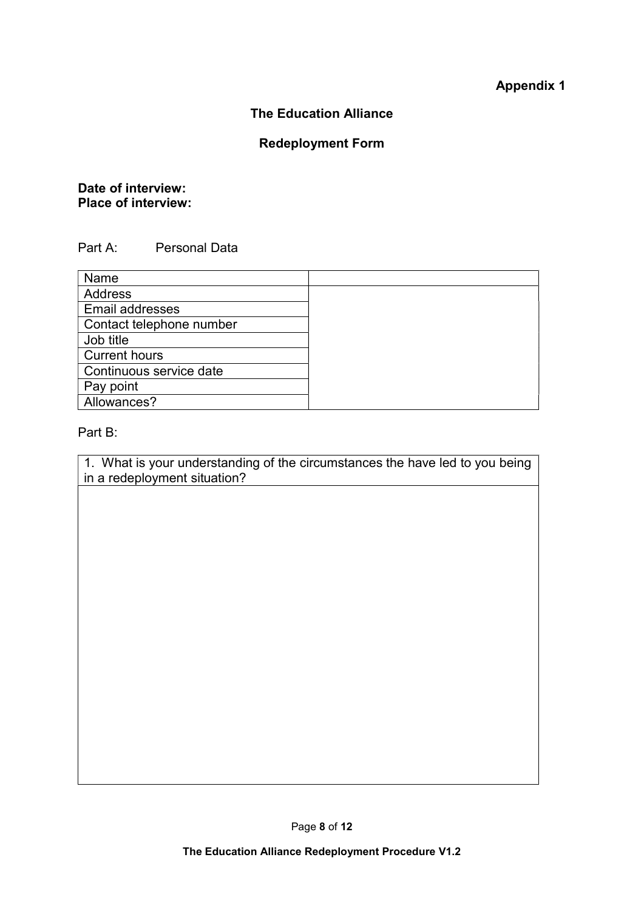**Appendix 1**

**The Education Alliance**

**Redeployment Form**

**Date of interview:**
**Place of interview:**

Part A: Personal Data

| Name | |
|---|---|
| Address | |
| Email addresses | |
| Contact telephone number | |
| Job title | |
| Current hours | |
| Continuous service date | |
| Pay point | |
| Allowances? | |

Part B:

| 1. What is your understanding of the circumstances the have led to you being in a redeployment situation? |
|---|
| |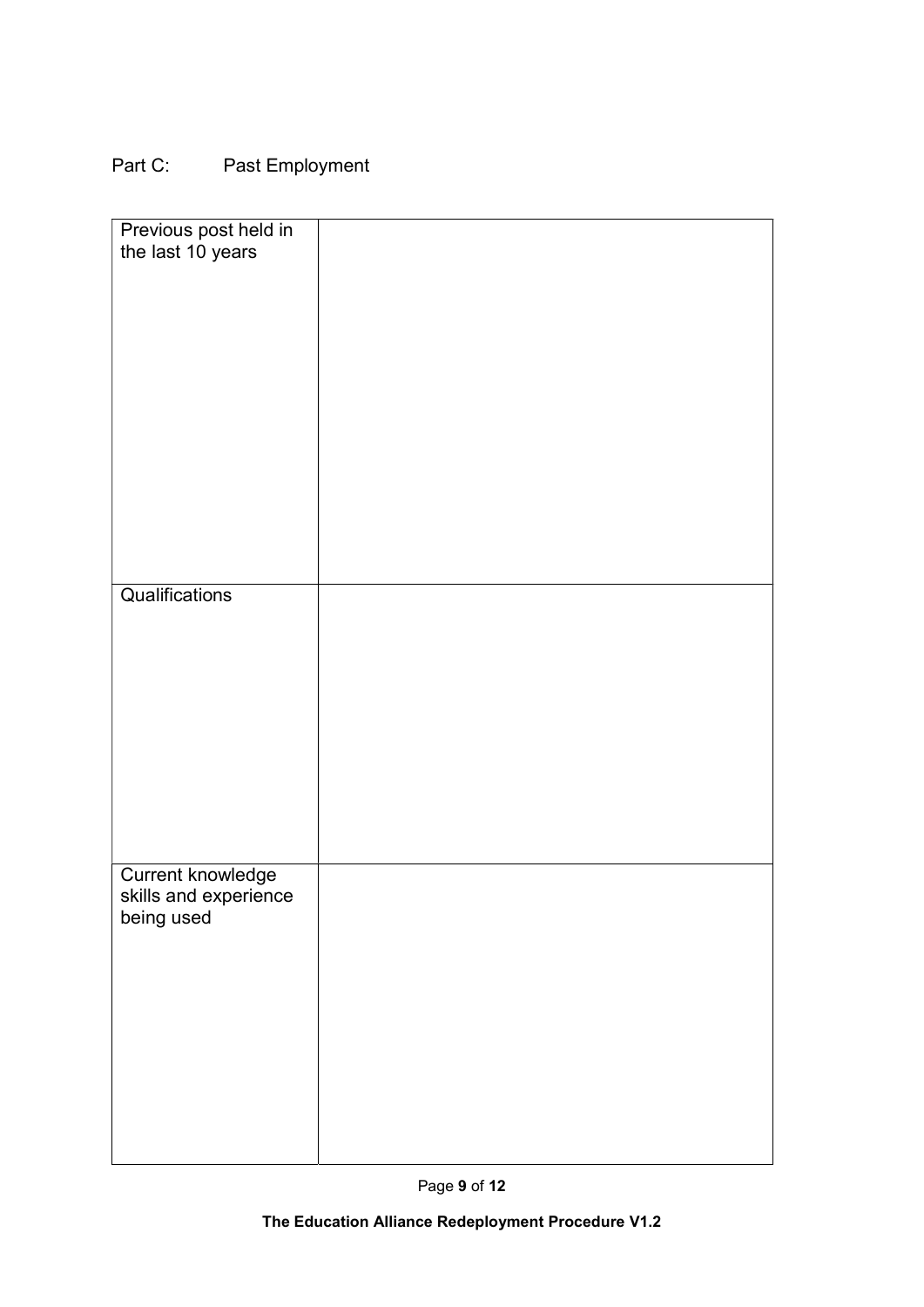Part C: Past Employment

| | |
|---|---|
| Previous post held in the last 10 years | |
| Qualifications | |
| Current knowledge skills and experience being used | |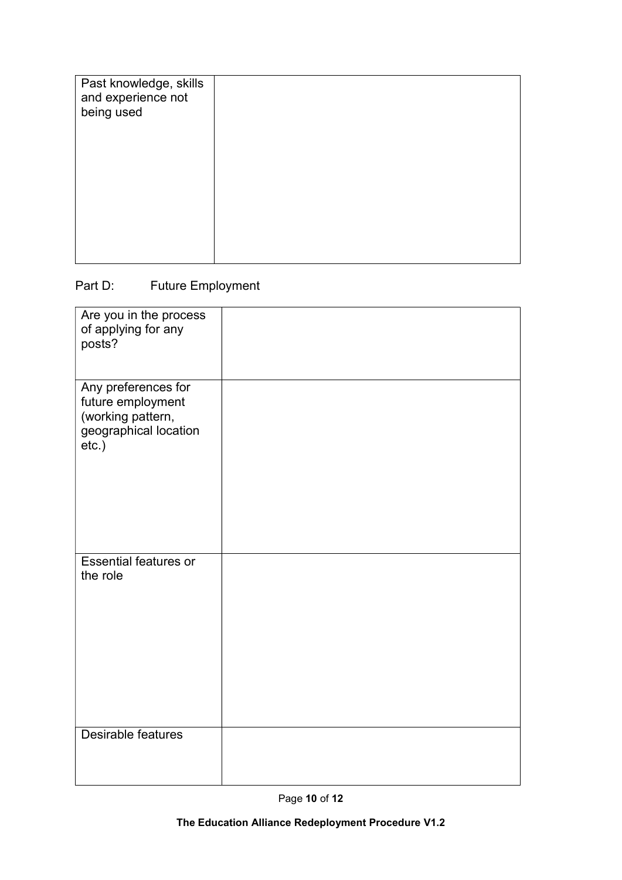| Past knowledge, skills and experience not being used | |
|---|---|

Part D: Future Employment

| Are you in the process of applying for any posts? | |
|---|---|
| Any preferences for future employment (working pattern, geographical location etc.) | |
| Essential features or the role | |
| Desirable features | |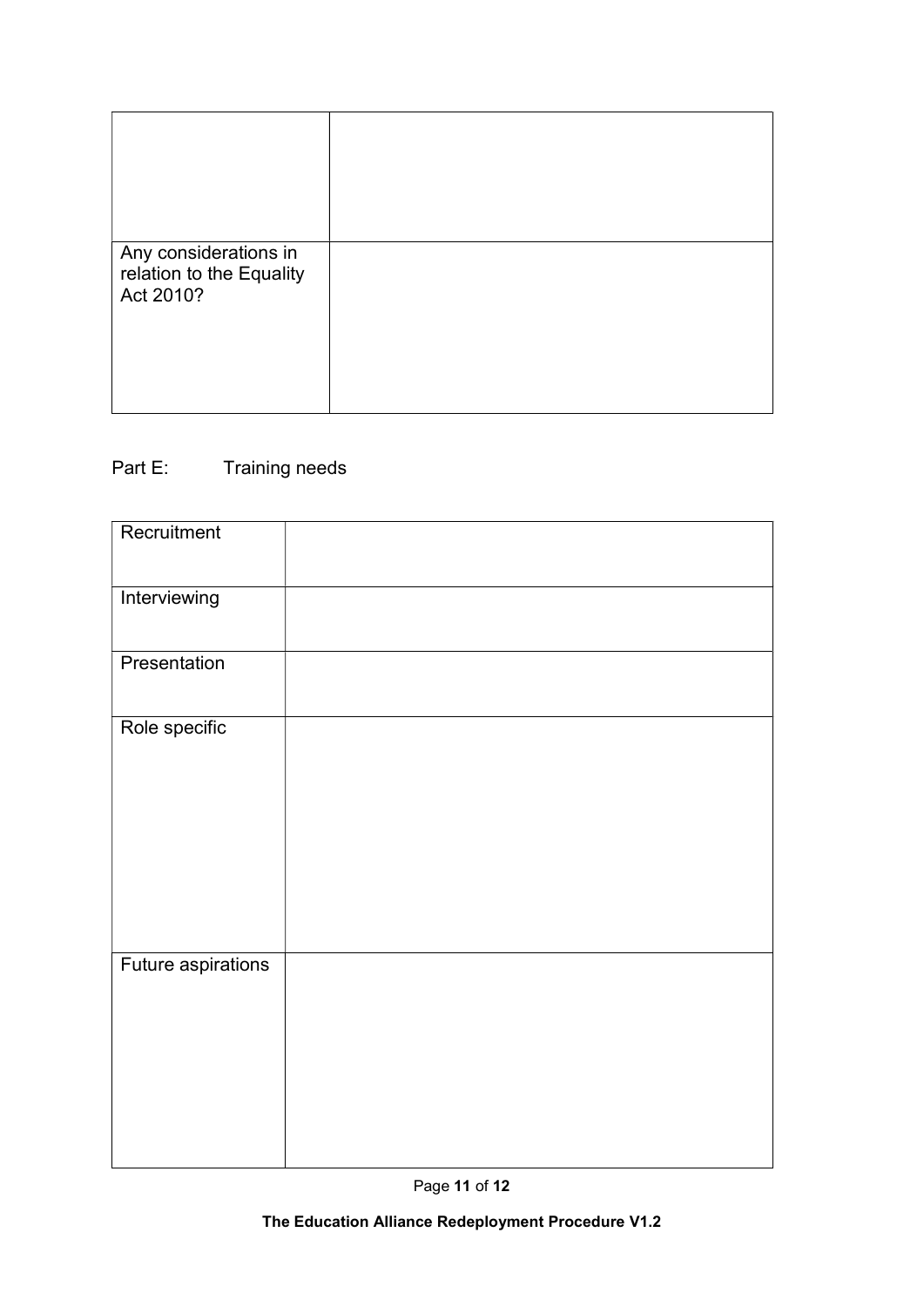| | |
|---|---|
| | |
| Any considerations in relation to the Equality Act 2010? | |

Part E: Training needs

| | |
|---|---|
| Recruitment | |
| Interviewing | |
| Presentation | |
| Role specific | |
| Future aspirations | |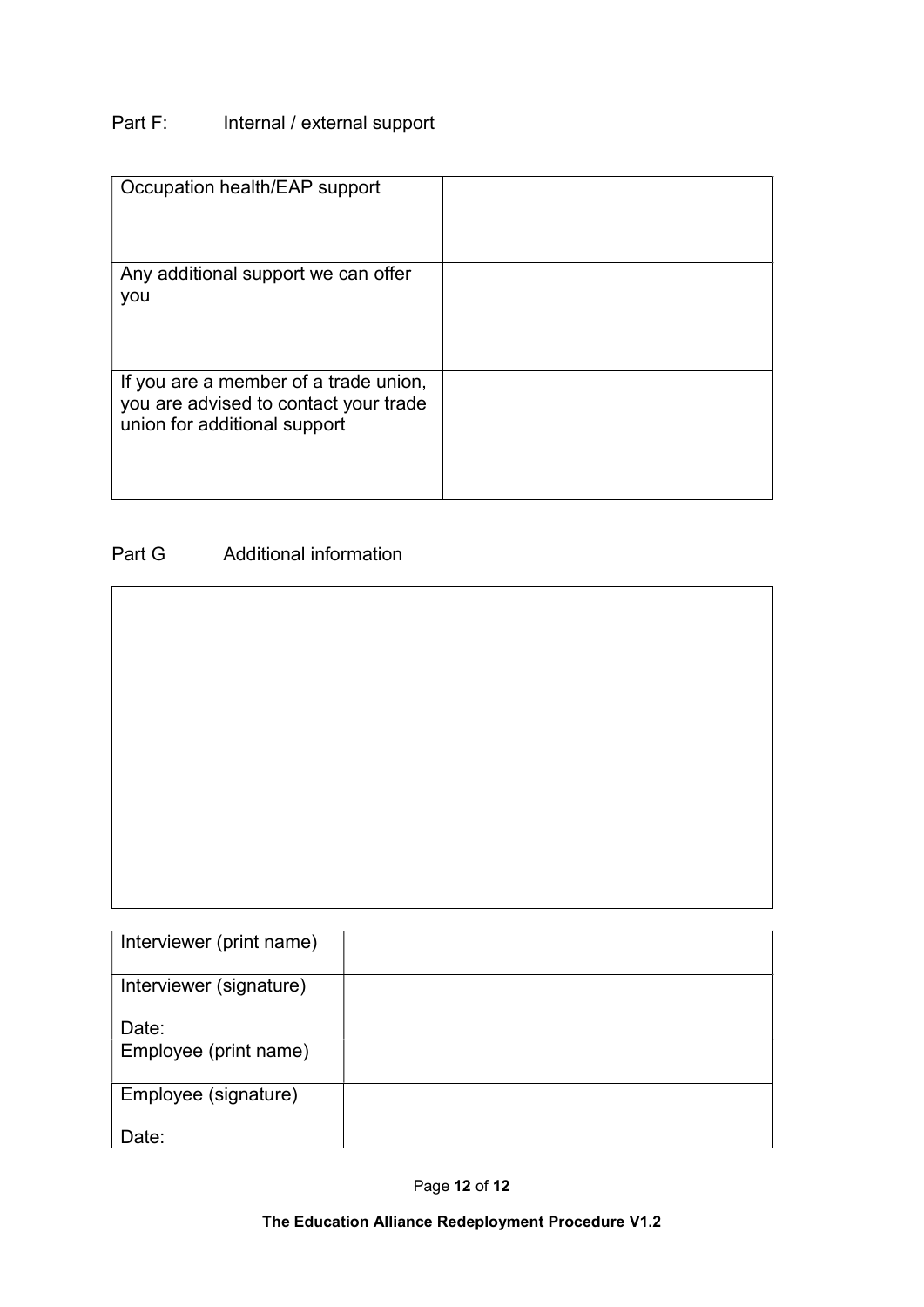## Part F: Internal / external support

| | |
|---|---|
| Occupation health/EAP support | |
| Any additional support we can offer you | |
| If you are a member of a trade union, you are advised to contact your trade union for additional support | |

## Part G Additional information

| |
|---|
| |

| | |
|---|---|
| Interviewer (print name) | |
| Interviewer (signature)<br><br>Date: | |
| Employee (print name) | |
| Employee (signature)<br><br>Date: | |